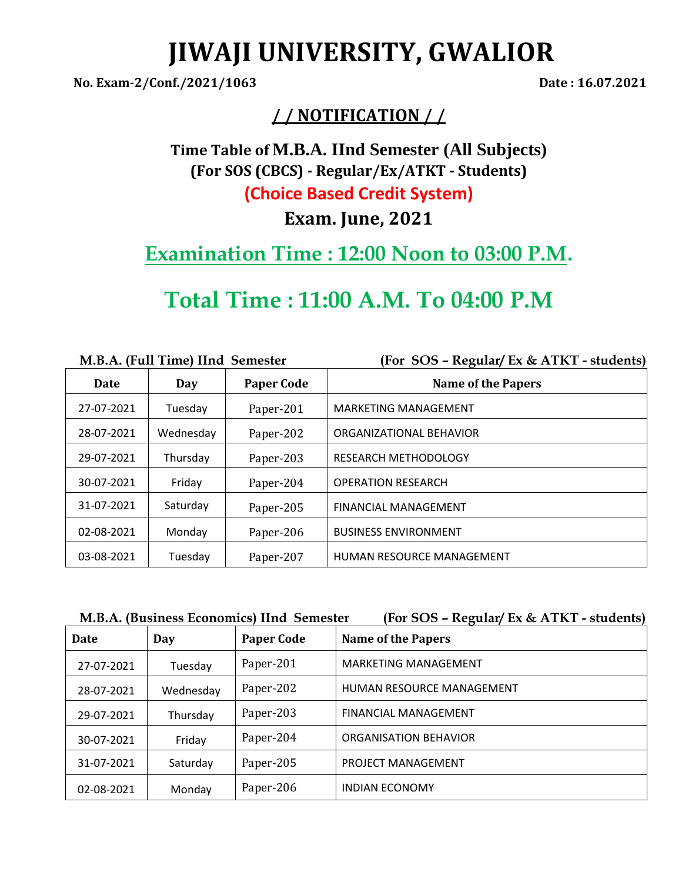# JIWAJI UNIVERSITY, GWALIOR

**No. Exam-2/Conf./2021/1063** **Date : 16.07.2021**

## / / NOTIFICATION / /

### Time Table of M.B.A. IInd Semester (All Subjects)

### (For SOS (CBCS) - Regular/Ex/ATKT - Students)

### (Choice Based Credit System)

### Exam. June, 2021

## Examination Time : 12:00 Noon to 03:00 P.M.

## Total Time : 11:00 A.M. To 04:00 P.M

**M.B.A. (Full Time) IInd Semester** **(For SOS – Regular/ Ex & ATKT - students)**

| Date | Day | Paper Code | Name of the Papers |
|---|---|---|---|
| 27-07-2021 | Tuesday | Paper-201 | MARKETING MANAGEMENT |
| 28-07-2021 | Wednesday | Paper-202 | ORGANIZATIONAL BEHAVIOR |
| 29-07-2021 | Thursday | Paper-203 | RESEARCH METHODOLOGY |
| 30-07-2021 | Friday | Paper-204 | OPERATION RESEARCH |
| 31-07-2021 | Saturday | Paper-205 | FINANCIAL MANAGEMENT |
| 02-08-2021 | Monday | Paper-206 | BUSINESS ENVIRONMENT |
| 03-08-2021 | Tuesday | Paper-207 | HUMAN RESOURCE MANAGEMENT |

**M.B.A. (Business Economics) IInd Semester** **(For SOS – Regular/ Ex & ATKT - students)**

| Date | Day | Paper Code | Name of the Papers |
|---|---|---|---|
| 27-07-2021 | Tuesday | Paper-201 | MARKETING MANAGEMENT |
| 28-07-2021 | Wednesday | Paper-202 | HUMAN RESOURCE MANAGEMENT |
| 29-07-2021 | Thursday | Paper-203 | FINANCIAL MANAGEMENT |
| 30-07-2021 | Friday | Paper-204 | ORGANISATION BEHAVIOR |
| 31-07-2021 | Saturday | Paper-205 | PROJECT MANAGEMENT |
| 02-08-2021 | Monday | Paper-206 | INDIAN ECONOMY |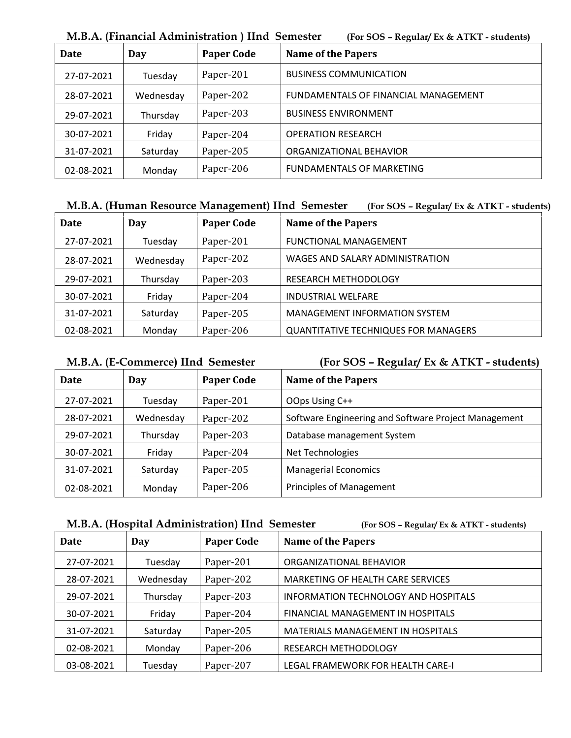**M.B.A. (Financial Administration ) IInd Semester** **(For SOS – Regular/ Ex & ATKT - students)**

| Date | Day | Paper Code | Name of the Papers |
|---|---|---|---|
| 27-07-2021 | Tuesday | Paper-201 | BUSINESS COMMUNICATION |
| 28-07-2021 | Wednesday | Paper-202 | FUNDAMENTALS OF FINANCIAL MANAGEMENT |
| 29-07-2021 | Thursday | Paper-203 | BUSINESS ENVIRONMENT |
| 30-07-2021 | Friday | Paper-204 | OPERATION RESEARCH |
| 31-07-2021 | Saturday | Paper-205 | ORGANIZATIONAL BEHAVIOR |
| 02-08-2021 | Monday | Paper-206 | FUNDAMENTALS OF MARKETING |

**M.B.A. (Human Resource Management) IInd Semester** **(For SOS – Regular/ Ex & ATKT - students)**

| Date | Day | Paper Code | Name of the Papers |
|---|---|---|---|
| 27-07-2021 | Tuesday | Paper-201 | FUNCTIONAL MANAGEMENT |
| 28-07-2021 | Wednesday | Paper-202 | WAGES AND SALARY ADMINISTRATION |
| 29-07-2021 | Thursday | Paper-203 | RESEARCH METHODOLOGY |
| 30-07-2021 | Friday | Paper-204 | INDUSTRIAL WELFARE |
| 31-07-2021 | Saturday | Paper-205 | MANAGEMENT INFORMATION SYSTEM |
| 02-08-2021 | Monday | Paper-206 | QUANTITATIVE TECHNIQUES FOR MANAGERS |

**M.B.A. (E-Commerce) IInd Semester** **(For SOS – Regular/ Ex & ATKT - students)**

| Date | Day | Paper Code | Name of the Papers |
|---|---|---|---|
| 27-07-2021 | Tuesday | Paper-201 | OOps Using C++ |
| 28-07-2021 | Wednesday | Paper-202 | Software Engineering and Software Project Management |
| 29-07-2021 | Thursday | Paper-203 | Database management System |
| 30-07-2021 | Friday | Paper-204 | Net Technologies |
| 31-07-2021 | Saturday | Paper-205 | Managerial Economics |
| 02-08-2021 | Monday | Paper-206 | Principles of Management |

**M.B.A. (Hospital Administration) IInd Semester** **(For SOS – Regular/ Ex & ATKT - students)**

| Date | Day | Paper Code | Name of the Papers |
|---|---|---|---|
| 27-07-2021 | Tuesday | Paper-201 | ORGANIZATIONAL BEHAVIOR |
| 28-07-2021 | Wednesday | Paper-202 | MARKETING OF HEALTH CARE SERVICES |
| 29-07-2021 | Thursday | Paper-203 | INFORMATION TECHNOLOGY AND HOSPITALS |
| 30-07-2021 | Friday | Paper-204 | FINANCIAL MANAGEMENT IN HOSPITALS |
| 31-07-2021 | Saturday | Paper-205 | MATERIALS MANAGEMENT IN HOSPITALS |
| 02-08-2021 | Monday | Paper-206 | RESEARCH METHODOLOGY |
| 03-08-2021 | Tuesday | Paper-207 | LEGAL FRAMEWORK FOR HEALTH CARE-I |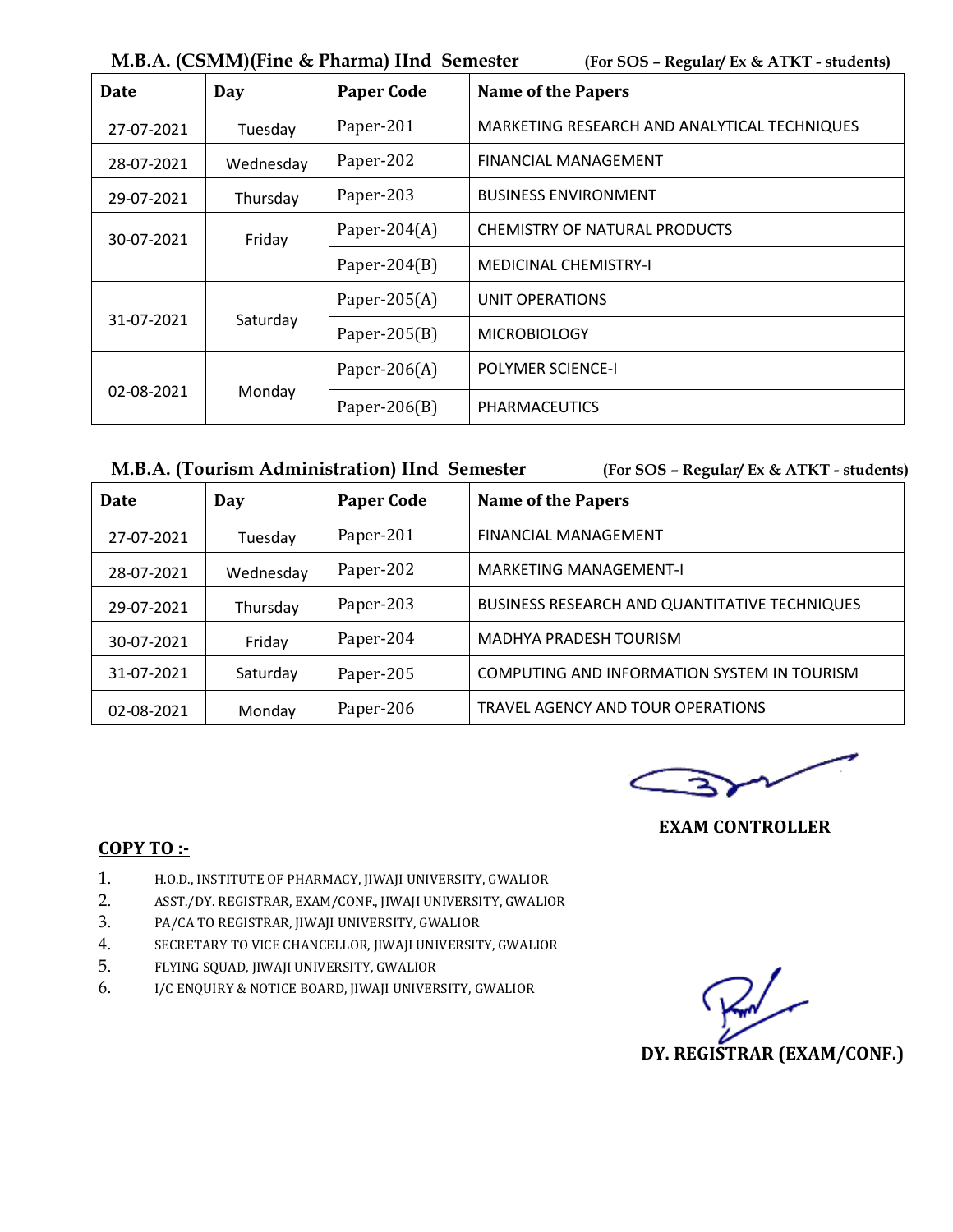**M.B.A. (CSMM)(Fine & Pharma) IInd Semester** **(For SOS – Regular/ Ex & ATKT - students)**

| Date | Day | Paper Code | Name of the Papers |
|---|---|---|---|
| 27-07-2021 | Tuesday | Paper-201 | MARKETING RESEARCH AND ANALYTICAL TECHNIQUES |
| 28-07-2021 | Wednesday | Paper-202 | FINANCIAL MANAGEMENT |
| 29-07-2021 | Thursday | Paper-203 | BUSINESS ENVIRONMENT |
| 30-07-2021 | Friday | Paper-204(A) | CHEMISTRY OF NATURAL PRODUCTS |
| | | Paper-204(B) | MEDICINAL CHEMISTRY-I |
| 31-07-2021 | Saturday | Paper-205(A) | UNIT OPERATIONS |
| | | Paper-205(B) | MICROBIOLOGY |
| 02-08-2021 | Monday | Paper-206(A) | POLYMER SCIENCE-I |
| | | Paper-206(B) | PHARMACEUTICS |

**M.B.A. (Tourism Administration) IInd Semester** **(For SOS – Regular/ Ex & ATKT - students)**

| Date | Day | Paper Code | Name of the Papers |
|---|---|---|---|
| 27-07-2021 | Tuesday | Paper-201 | FINANCIAL MANAGEMENT |
| 28-07-2021 | Wednesday | Paper-202 | MARKETING MANAGEMENT-I |
| 29-07-2021 | Thursday | Paper-203 | BUSINESS RESEARCH AND QUANTITATIVE TECHNIQUES |
| 30-07-2021 | Friday | Paper-204 | MADHYA PRADESH TOURISM |
| 31-07-2021 | Saturday | Paper-205 | COMPUTING AND INFORMATION SYSTEM IN TOURISM |
| 02-08-2021 | Monday | Paper-206 | TRAVEL AGENCY AND TOUR OPERATIONS |

**EXAM CONTROLLER**

**COPY TO :-**

1. H.O.D., INSTITUTE OF PHARMACY, JIWAJI UNIVERSITY, GWALIOR
2. ASST./DY. REGISTRAR, EXAM/CONF., JIWAJI UNIVERSITY, GWALIOR
3. PA/CA TO REGISTRAR, JIWAJI UNIVERSITY, GWALIOR
4. SECRETARY TO VICE CHANCELLOR, JIWAJI UNIVERSITY, GWALIOR
5. FLYING SQUAD, JIWAJI UNIVERSITY, GWALIOR
6. I/C ENQUIRY & NOTICE BOARD, JIWAJI UNIVERSITY, GWALIOR

**DY. REGISTRAR (EXAM/CONF.)**